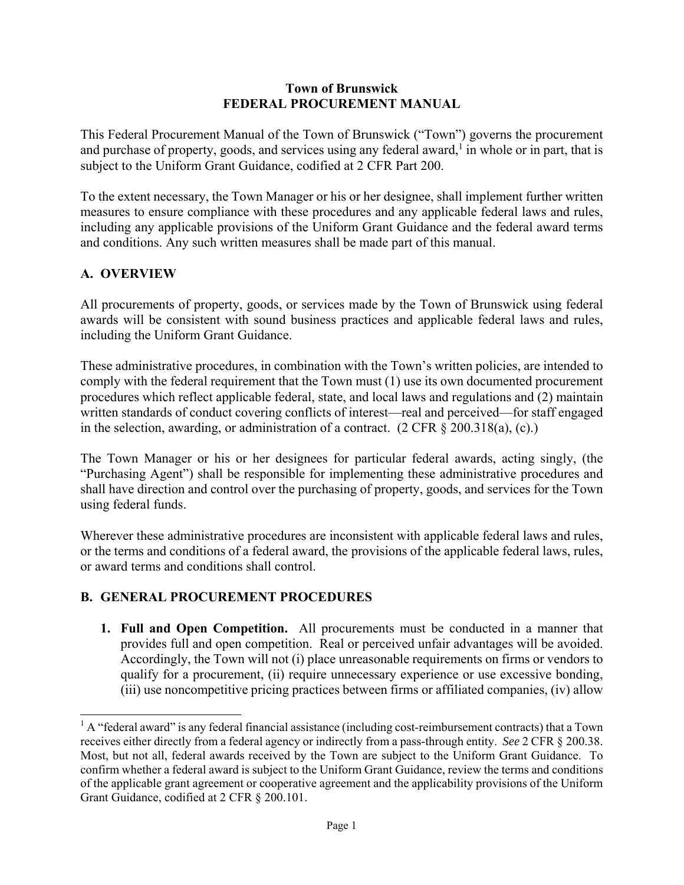# Town of Brunswick
# FEDERAL PROCUREMENT MANUAL

This Federal Procurement Manual of the Town of Brunswick ("Town") governs the procurement and purchase of property, goods, and services using any federal award,[1] in whole or in part, that is subject to the Uniform Grant Guidance, codified at 2 CFR Part 200.

To the extent necessary, the Town Manager or his or her designee, shall implement further written measures to ensure compliance with these procedures and any applicable federal laws and rules, including any applicable provisions of the Uniform Grant Guidance and the federal award terms and conditions. Any such written measures shall be made part of this manual.

## A. OVERVIEW

All procurements of property, goods, or services made by the Town of Brunswick using federal awards will be consistent with sound business practices and applicable federal laws and rules, including the Uniform Grant Guidance.

These administrative procedures, in combination with the Town's written policies, are intended to comply with the federal requirement that the Town must (1) use its own documented procurement procedures which reflect applicable federal, state, and local laws and regulations and (2) maintain written standards of conduct covering conflicts of interest—real and perceived—for staff engaged in the selection, awarding, or administration of a contract. (2 CFR § 200.318(a), (c).)

The Town Manager or his or her designees for particular federal awards, acting singly, (the "Purchasing Agent") shall be responsible for implementing these administrative procedures and shall have direction and control over the purchasing of property, goods, and services for the Town using federal funds.

Wherever these administrative procedures are inconsistent with applicable federal laws and rules, or the terms and conditions of a federal award, the provisions of the applicable federal laws, rules, or award terms and conditions shall control.

## B. GENERAL PROCUREMENT PROCEDURES

1. **Full and Open Competition.** All procurements must be conducted in a manner that provides full and open competition. Real or perceived unfair advantages will be avoided. Accordingly, the Town will not (i) place unreasonable requirements on firms or vendors to qualify for a procurement, (ii) require unnecessary experience or use excessive bonding, (iii) use noncompetitive pricing practices between firms or affiliated companies, (iv) allow

---

[1] A "federal award" is any federal financial assistance (including cost-reimbursement contracts) that a Town receives either directly from a federal agency or indirectly from a pass-through entity. *See* 2 CFR § 200.38. Most, but not all, federal awards received by the Town are subject to the Uniform Grant Guidance. To confirm whether a federal award is subject to the Uniform Grant Guidance, review the terms and conditions of the applicable grant agreement or cooperative agreement and the applicability provisions of the Uniform Grant Guidance, codified at 2 CFR § 200.101.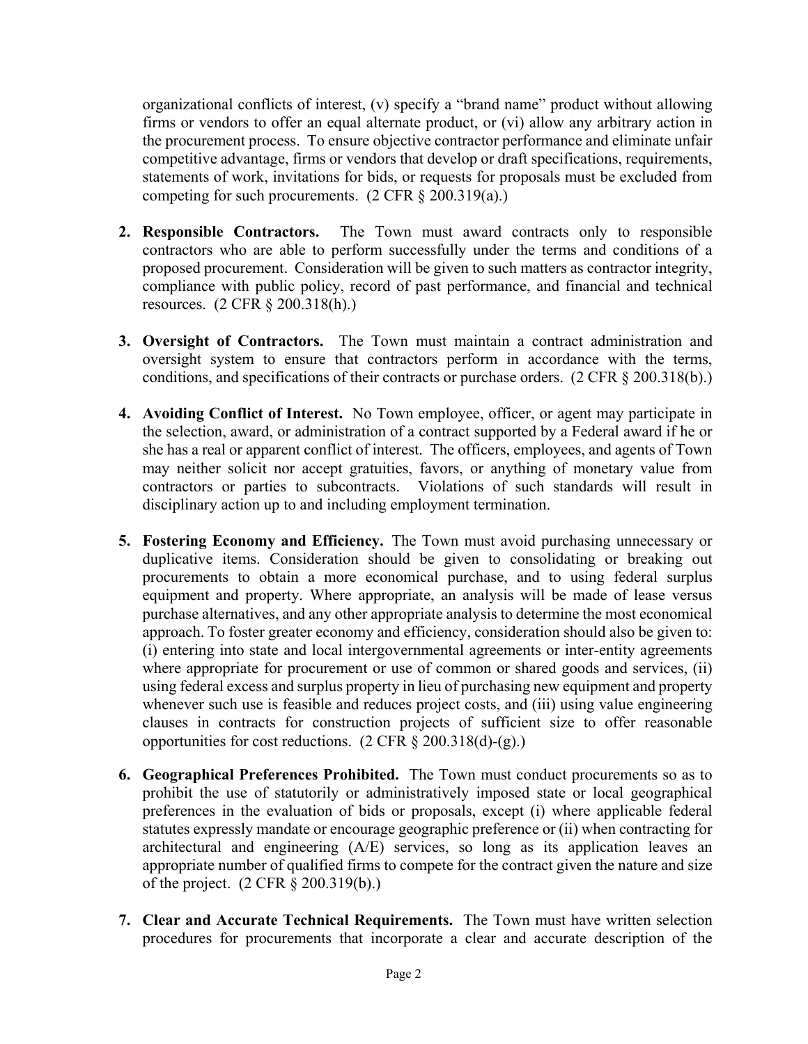organizational conflicts of interest, (v) specify a "brand name" product without allowing firms or vendors to offer an equal alternate product, or (vi) allow any arbitrary action in the procurement process. To ensure objective contractor performance and eliminate unfair competitive advantage, firms or vendors that develop or draft specifications, requirements, statements of work, invitations for bids, or requests for proposals must be excluded from competing for such procurements. (2 CFR § 200.319(a).)

2. **Responsible Contractors.** The Town must award contracts only to responsible contractors who are able to perform successfully under the terms and conditions of a proposed procurement. Consideration will be given to such matters as contractor integrity, compliance with public policy, record of past performance, and financial and technical resources. (2 CFR § 200.318(h).)

3. **Oversight of Contractors.** The Town must maintain a contract administration and oversight system to ensure that contractors perform in accordance with the terms, conditions, and specifications of their contracts or purchase orders. (2 CFR § 200.318(b).)

4. **Avoiding Conflict of Interest.** No Town employee, officer, or agent may participate in the selection, award, or administration of a contract supported by a Federal award if he or she has a real or apparent conflict of interest. The officers, employees, and agents of Town may neither solicit nor accept gratuities, favors, or anything of monetary value from contractors or parties to subcontracts. Violations of such standards will result in disciplinary action up to and including employment termination.

5. **Fostering Economy and Efficiency.** The Town must avoid purchasing unnecessary or duplicative items. Consideration should be given to consolidating or breaking out procurements to obtain a more economical purchase, and to using federal surplus equipment and property. Where appropriate, an analysis will be made of lease versus purchase alternatives, and any other appropriate analysis to determine the most economical approach. To foster greater economy and efficiency, consideration should also be given to: (i) entering into state and local intergovernmental agreements or inter-entity agreements where appropriate for procurement or use of common or shared goods and services, (ii) using federal excess and surplus property in lieu of purchasing new equipment and property whenever such use is feasible and reduces project costs, and (iii) using value engineering clauses in contracts for construction projects of sufficient size to offer reasonable opportunities for cost reductions. (2 CFR § 200.318(d)-(g).)

6. **Geographical Preferences Prohibited.** The Town must conduct procurements so as to prohibit the use of statutorily or administratively imposed state or local geographical preferences in the evaluation of bids or proposals, except (i) where applicable federal statutes expressly mandate or encourage geographic preference or (ii) when contracting for architectural and engineering (A/E) services, so long as its application leaves an appropriate number of qualified firms to compete for the contract given the nature and size of the project. (2 CFR § 200.319(b).)

7. **Clear and Accurate Technical Requirements.** The Town must have written selection procedures for procurements that incorporate a clear and accurate description of the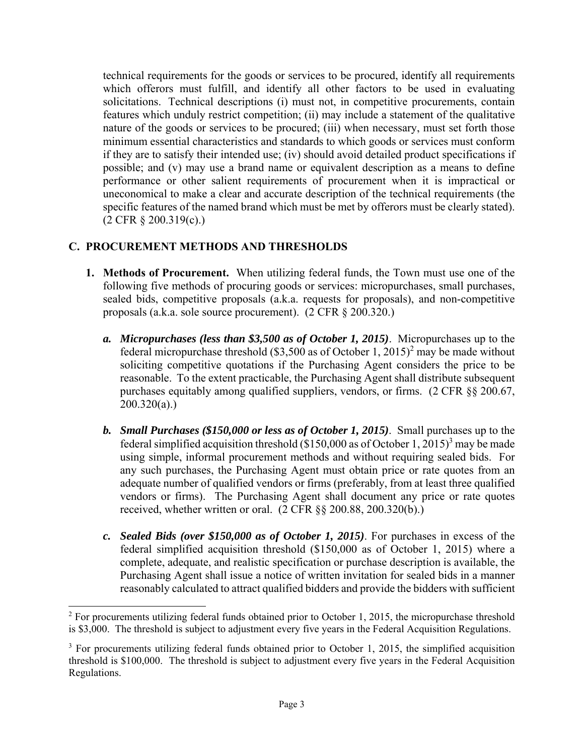technical requirements for the goods or services to be procured, identify all requirements which offerors must fulfill, and identify all other factors to be used in evaluating solicitations. Technical descriptions (i) must not, in competitive procurements, contain features which unduly restrict competition; (ii) may include a statement of the qualitative nature of the goods or services to be procured; (iii) when necessary, must set forth those minimum essential characteristics and standards to which goods or services must conform if they are to satisfy their intended use; (iv) should avoid detailed product specifications if possible; and (v) may use a brand name or equivalent description as a means to define performance or other salient requirements of procurement when it is impractical or uneconomical to make a clear and accurate description of the technical requirements (the specific features of the named brand which must be met by offerors must be clearly stated). (2 CFR § 200.319(c).)

## C. PROCUREMENT METHODS AND THRESHOLDS

1. **Methods of Procurement.** When utilizing federal funds, the Town must use one of the following five methods of procuring goods or services: micropurchases, small purchases, sealed bids, competitive proposals (a.k.a. requests for proposals), and non-competitive proposals (a.k.a. sole source procurement). (2 CFR § 200.320.)

   a. ***Micropurchases (less than $3,500 as of October 1, 2015)***. Micropurchases up to the federal micropurchase threshold ($3,500 as of October 1, 2015)[2] may be made without soliciting competitive quotations if the Purchasing Agent considers the price to be reasonable. To the extent practicable, the Purchasing Agent shall distribute subsequent purchases equitably among qualified suppliers, vendors, or firms. (2 CFR §§ 200.67, 200.320(a).)

   b. ***Small Purchases ($150,000 or less as of October 1, 2015)***. Small purchases up to the federal simplified acquisition threshold ($150,000 as of October 1, 2015)[3] may be made using simple, informal procurement methods and without requiring sealed bids. For any such purchases, the Purchasing Agent must obtain price or rate quotes from an adequate number of qualified vendors or firms (preferably, from at least three qualified vendors or firms). The Purchasing Agent shall document any price or rate quotes received, whether written or oral. (2 CFR §§ 200.88, 200.320(b).)

   c. ***Sealed Bids (over $150,000 as of October 1, 2015)***. For purchases in excess of the federal simplified acquisition threshold ($150,000 as of October 1, 2015) where a complete, adequate, and realistic specification or purchase description is available, the Purchasing Agent shall issue a notice of written invitation for sealed bids in a manner reasonably calculated to attract qualified bidders and provide the bidders with sufficient

---

[2] For procurements utilizing federal funds obtained prior to October 1, 2015, the micropurchase threshold is $3,000. The threshold is subject to adjustment every five years in the Federal Acquisition Regulations.

[3] For procurements utilizing federal funds obtained prior to October 1, 2015, the simplified acquisition threshold is $100,000. The threshold is subject to adjustment every five years in the Federal Acquisition Regulations.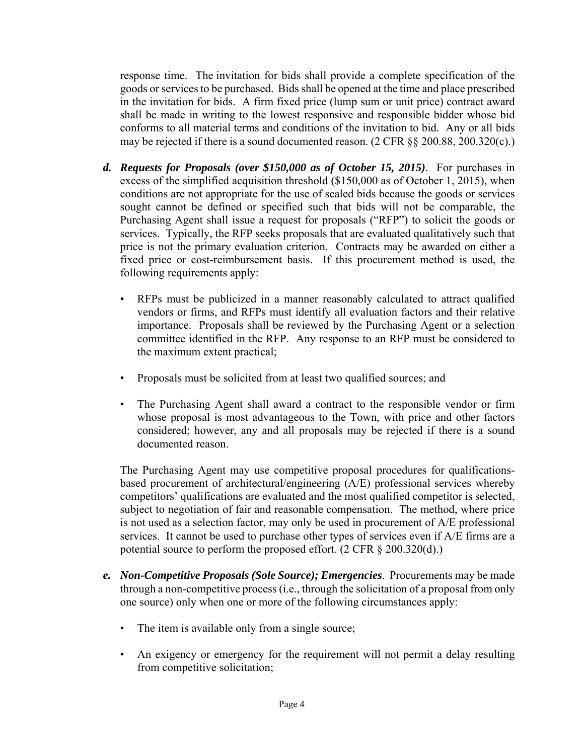response time. The invitation for bids shall provide a complete specification of the goods or services to be purchased. Bids shall be opened at the time and place prescribed in the invitation for bids. A firm fixed price (lump sum or unit price) contract award shall be made in writing to the lowest responsive and responsible bidder whose bid conforms to all material terms and conditions of the invitation to bid. Any or all bids may be rejected if there is a sound documented reason. (2 CFR §§ 200.88, 200.320(c).)

**d.** ***Requests for Proposals (over $150,000 as of October 15, 2015)***. For purchases in excess of the simplified acquisition threshold ($150,000 as of October 1, 2015), when conditions are not appropriate for the use of sealed bids because the goods or services sought cannot be defined or specified such that bids will not be comparable, the Purchasing Agent shall issue a request for proposals ("RFP") to solicit the goods or services. Typically, the RFP seeks proposals that are evaluated qualitatively such that price is not the primary evaluation criterion. Contracts may be awarded on either a fixed price or cost-reimbursement basis. If this procurement method is used, the following requirements apply:

- RFPs must be publicized in a manner reasonably calculated to attract qualified vendors or firms, and RFPs must identify all evaluation factors and their relative importance. Proposals shall be reviewed by the Purchasing Agent or a selection committee identified in the RFP. Any response to an RFP must be considered to the maximum extent practical;
- Proposals must be solicited from at least two qualified sources; and
- The Purchasing Agent shall award a contract to the responsible vendor or firm whose proposal is most advantageous to the Town, with price and other factors considered; however, any and all proposals may be rejected if there is a sound documented reason.

The Purchasing Agent may use competitive proposal procedures for qualifications-based procurement of architectural/engineering (A/E) professional services whereby competitors' qualifications are evaluated and the most qualified competitor is selected, subject to negotiation of fair and reasonable compensation. The method, where price is not used as a selection factor, may only be used in procurement of A/E professional services. It cannot be used to purchase other types of services even if A/E firms are a potential source to perform the proposed effort. (2 CFR § 200.320(d).)

**e.** ***Non-Competitive Proposals (Sole Source); Emergencies***. Procurements may be made through a non-competitive process (i.e., through the solicitation of a proposal from only one source) only when one or more of the following circumstances apply:

- The item is available only from a single source;
- An exigency or emergency for the requirement will not permit a delay resulting from competitive solicitation;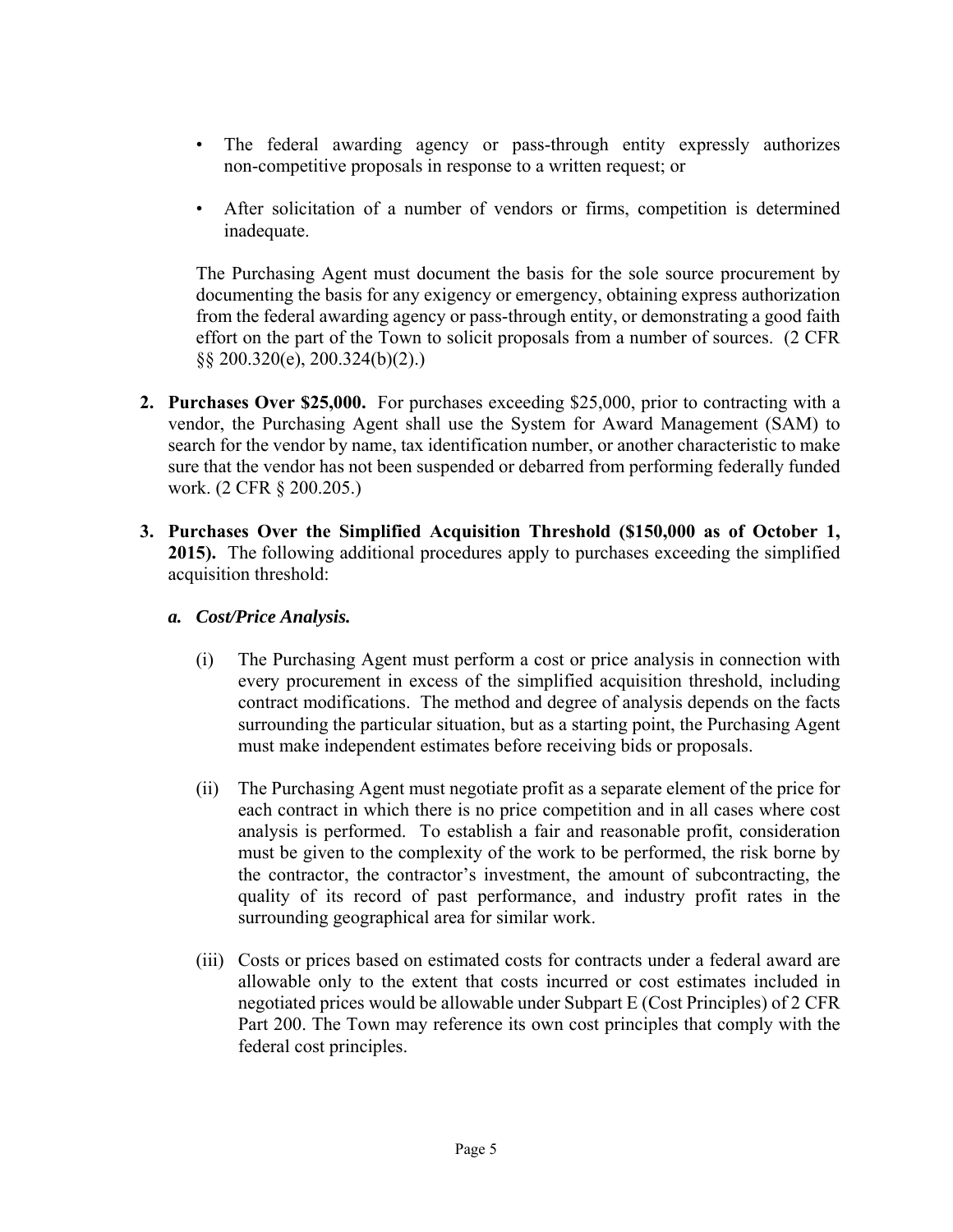- The federal awarding agency or pass-through entity expressly authorizes non-competitive proposals in response to a written request; or
- After solicitation of a number of vendors or firms, competition is determined inadequate.

  The Purchasing Agent must document the basis for the sole source procurement by documenting the basis for any exigency or emergency, obtaining express authorization from the federal awarding agency or pass-through entity, or demonstrating a good faith effort on the part of the Town to solicit proposals from a number of sources. (2 CFR §§ 200.320(e), 200.324(b)(2).)

2. **Purchases Over $25,000.** For purchases exceeding $25,000, prior to contracting with a vendor, the Purchasing Agent shall use the System for Award Management (SAM) to search for the vendor by name, tax identification number, or another characteristic to make sure that the vendor has not been suspended or debarred from performing federally funded work. (2 CFR § 200.205.)

3. **Purchases Over the Simplified Acquisition Threshold ($150,000 as of October 1, 2015).** The following additional procedures apply to purchases exceeding the simplified acquisition threshold:

   ***a. Cost/Price Analysis.***

   (i) The Purchasing Agent must perform a cost or price analysis in connection with every procurement in excess of the simplified acquisition threshold, including contract modifications. The method and degree of analysis depends on the facts surrounding the particular situation, but as a starting point, the Purchasing Agent must make independent estimates before receiving bids or proposals.

   (ii) The Purchasing Agent must negotiate profit as a separate element of the price for each contract in which there is no price competition and in all cases where cost analysis is performed. To establish a fair and reasonable profit, consideration must be given to the complexity of the work to be performed, the risk borne by the contractor, the contractor's investment, the amount of subcontracting, the quality of its record of past performance, and industry profit rates in the surrounding geographical area for similar work.

   (iii) Costs or prices based on estimated costs for contracts under a federal award are allowable only to the extent that costs incurred or cost estimates included in negotiated prices would be allowable under Subpart E (Cost Principles) of 2 CFR Part 200. The Town may reference its own cost principles that comply with the federal cost principles.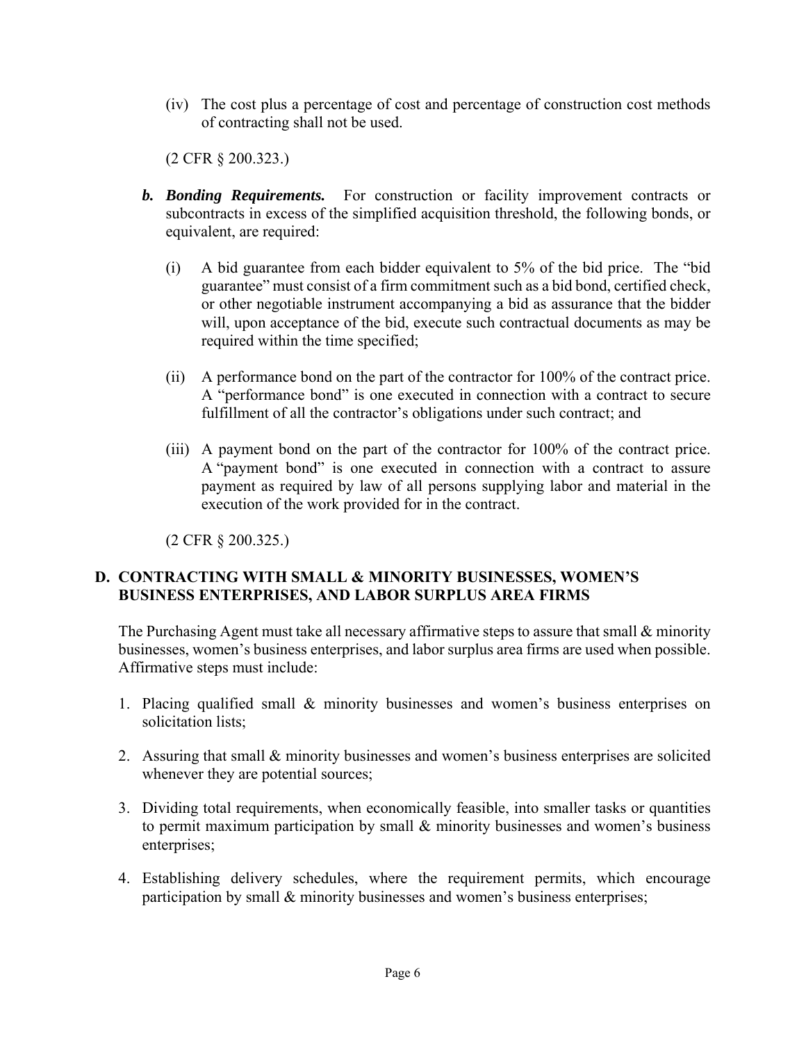(iv) The cost plus a percentage of cost and percentage of construction cost methods of contracting shall not be used.

(2 CFR § 200.323.)

***b. Bonding Requirements.*** For construction or facility improvement contracts or subcontracts in excess of the simplified acquisition threshold, the following bonds, or equivalent, are required:

(i) A bid guarantee from each bidder equivalent to 5% of the bid price. The "bid guarantee" must consist of a firm commitment such as a bid bond, certified check, or other negotiable instrument accompanying a bid as assurance that the bidder will, upon acceptance of the bid, execute such contractual documents as may be required within the time specified;

(ii) A performance bond on the part of the contractor for 100% of the contract price. A "performance bond" is one executed in connection with a contract to secure fulfillment of all the contractor's obligations under such contract; and

(iii) A payment bond on the part of the contractor for 100% of the contract price. A "payment bond" is one executed in connection with a contract to assure payment as required by law of all persons supplying labor and material in the execution of the work provided for in the contract.

(2 CFR § 200.325.)

## D. CONTRACTING WITH SMALL & MINORITY BUSINESSES, WOMEN'S BUSINESS ENTERPRISES, AND LABOR SURPLUS AREA FIRMS

The Purchasing Agent must take all necessary affirmative steps to assure that small & minority businesses, women's business enterprises, and labor surplus area firms are used when possible. Affirmative steps must include:

1. Placing qualified small & minority businesses and women's business enterprises on solicitation lists;

2. Assuring that small & minority businesses and women's business enterprises are solicited whenever they are potential sources;

3. Dividing total requirements, when economically feasible, into smaller tasks or quantities to permit maximum participation by small & minority businesses and women's business enterprises;

4. Establishing delivery schedules, where the requirement permits, which encourage participation by small & minority businesses and women's business enterprises;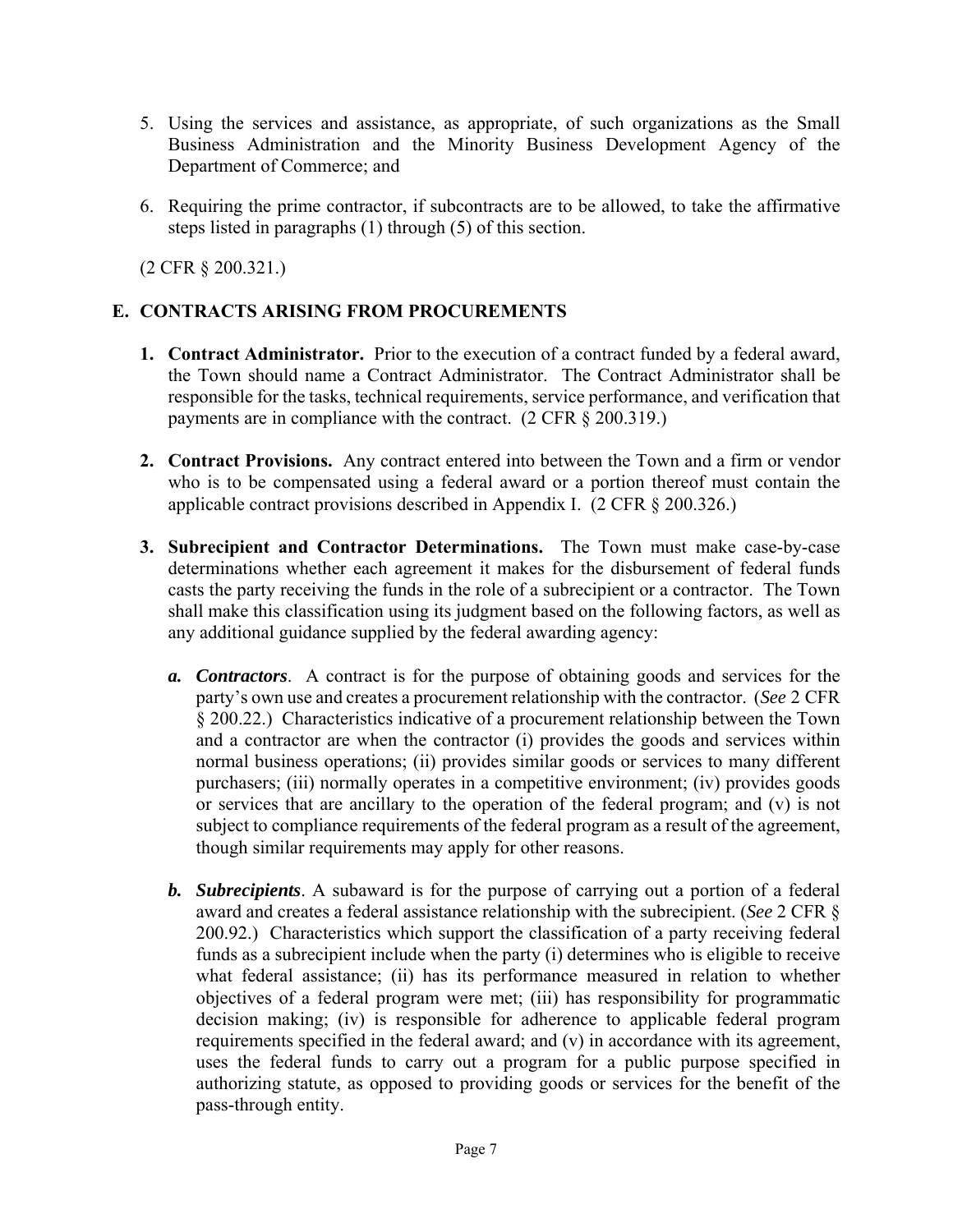5. Using the services and assistance, as appropriate, of such organizations as the Small Business Administration and the Minority Business Development Agency of the Department of Commerce; and

6. Requiring the prime contractor, if subcontracts are to be allowed, to take the affirmative steps listed in paragraphs (1) through (5) of this section.

(2 CFR § 200.321.)

## E. CONTRACTS ARISING FROM PROCUREMENTS

1. **Contract Administrator.** Prior to the execution of a contract funded by a federal award, the Town should name a Contract Administrator. The Contract Administrator shall be responsible for the tasks, technical requirements, service performance, and verification that payments are in compliance with the contract. (2 CFR § 200.319.)

2. **Contract Provisions.** Any contract entered into between the Town and a firm or vendor who is to be compensated using a federal award or a portion thereof must contain the applicable contract provisions described in Appendix I. (2 CFR § 200.326.)

3. **Subrecipient and Contractor Determinations.** The Town must make case-by-case determinations whether each agreement it makes for the disbursement of federal funds casts the party receiving the funds in the role of a subrecipient or a contractor. The Town shall make this classification using its judgment based on the following factors, as well as any additional guidance supplied by the federal awarding agency:

   ***a. Contractors***. A contract is for the purpose of obtaining goods and services for the party's own use and creates a procurement relationship with the contractor. (*See* 2 CFR § 200.22.) Characteristics indicative of a procurement relationship between the Town and a contractor are when the contractor (i) provides the goods and services within normal business operations; (ii) provides similar goods or services to many different purchasers; (iii) normally operates in a competitive environment; (iv) provides goods or services that are ancillary to the operation of the federal program; and (v) is not subject to compliance requirements of the federal program as a result of the agreement, though similar requirements may apply for other reasons.

   ***b. Subrecipients***. A subaward is for the purpose of carrying out a portion of a federal award and creates a federal assistance relationship with the subrecipient. (*See* 2 CFR § 200.92.) Characteristics which support the classification of a party receiving federal funds as a subrecipient include when the party (i) determines who is eligible to receive what federal assistance; (ii) has its performance measured in relation to whether objectives of a federal program were met; (iii) has responsibility for programmatic decision making; (iv) is responsible for adherence to applicable federal program requirements specified in the federal award; and (v) in accordance with its agreement, uses the federal funds to carry out a program for a public purpose specified in authorizing statute, as opposed to providing goods or services for the benefit of the pass-through entity.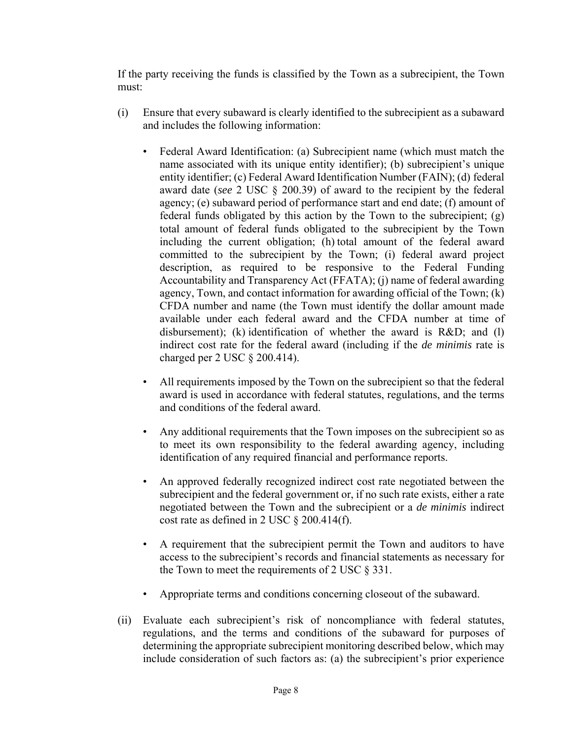If the party receiving the funds is classified by the Town as a subrecipient, the Town must:

(i) Ensure that every subaward is clearly identified to the subrecipient as a subaward and includes the following information:

- Federal Award Identification: (a) Subrecipient name (which must match the name associated with its unique entity identifier); (b) subrecipient's unique entity identifier; (c) Federal Award Identification Number (FAIN); (d) federal award date (*see* 2 USC § 200.39) of award to the recipient by the federal agency; (e) subaward period of performance start and end date; (f) amount of federal funds obligated by this action by the Town to the subrecipient; (g) total amount of federal funds obligated to the subrecipient by the Town including the current obligation; (h) total amount of the federal award committed to the subrecipient by the Town; (i) federal award project description, as required to be responsive to the Federal Funding Accountability and Transparency Act (FFATA); (j) name of federal awarding agency, Town, and contact information for awarding official of the Town; (k) CFDA number and name (the Town must identify the dollar amount made available under each federal award and the CFDA number at time of disbursement); (k) identification of whether the award is R&D; and (l) indirect cost rate for the federal award (including if the *de minimis* rate is charged per 2 USC § 200.414).

- All requirements imposed by the Town on the subrecipient so that the federal award is used in accordance with federal statutes, regulations, and the terms and conditions of the federal award.

- Any additional requirements that the Town imposes on the subrecipient so as to meet its own responsibility to the federal awarding agency, including identification of any required financial and performance reports.

- An approved federally recognized indirect cost rate negotiated between the subrecipient and the federal government or, if no such rate exists, either a rate negotiated between the Town and the subrecipient or a *de minimis* indirect cost rate as defined in 2 USC § 200.414(f).

- A requirement that the subrecipient permit the Town and auditors to have access to the subrecipient's records and financial statements as necessary for the Town to meet the requirements of 2 USC § 331.

- Appropriate terms and conditions concerning closeout of the subaward.

(ii) Evaluate each subrecipient's risk of noncompliance with federal statutes, regulations, and the terms and conditions of the subaward for purposes of determining the appropriate subrecipient monitoring described below, which may include consideration of such factors as: (a) the subrecipient's prior experience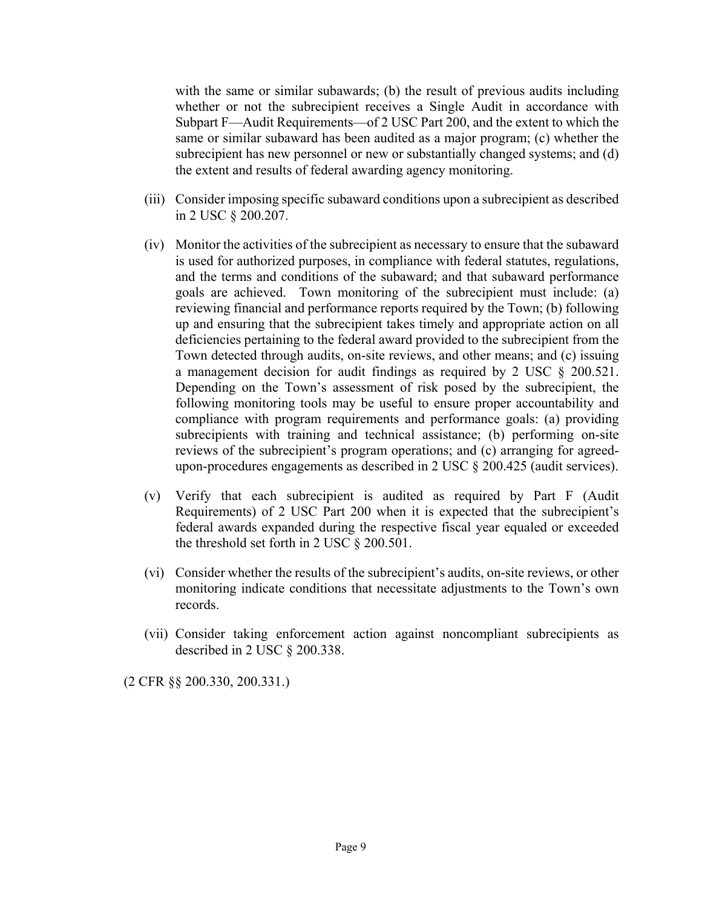with the same or similar subawards; (b) the result of previous audits including whether or not the subrecipient receives a Single Audit in accordance with Subpart F—Audit Requirements—of 2 USC Part 200, and the extent to which the same or similar subaward has been audited as a major program; (c) whether the subrecipient has new personnel or new or substantially changed systems; and (d) the extent and results of federal awarding agency monitoring.

(iii) Consider imposing specific subaward conditions upon a subrecipient as described in 2 USC § 200.207.

(iv) Monitor the activities of the subrecipient as necessary to ensure that the subaward is used for authorized purposes, in compliance with federal statutes, regulations, and the terms and conditions of the subaward; and that subaward performance goals are achieved. Town monitoring of the subrecipient must include: (a) reviewing financial and performance reports required by the Town; (b) following up and ensuring that the subrecipient takes timely and appropriate action on all deficiencies pertaining to the federal award provided to the subrecipient from the Town detected through audits, on-site reviews, and other means; and (c) issuing a management decision for audit findings as required by 2 USC § 200.521. Depending on the Town's assessment of risk posed by the subrecipient, the following monitoring tools may be useful to ensure proper accountability and compliance with program requirements and performance goals: (a) providing subrecipients with training and technical assistance; (b) performing on-site reviews of the subrecipient's program operations; and (c) arranging for agreed-upon-procedures engagements as described in 2 USC § 200.425 (audit services).

(v) Verify that each subrecipient is audited as required by Part F (Audit Requirements) of 2 USC Part 200 when it is expected that the subrecipient's federal awards expanded during the respective fiscal year equaled or exceeded the threshold set forth in 2 USC § 200.501.

(vi) Consider whether the results of the subrecipient's audits, on-site reviews, or other monitoring indicate conditions that necessitate adjustments to the Town's own records.

(vii) Consider taking enforcement action against noncompliant subrecipients as described in 2 USC § 200.338.

(2 CFR §§ 200.330, 200.331.)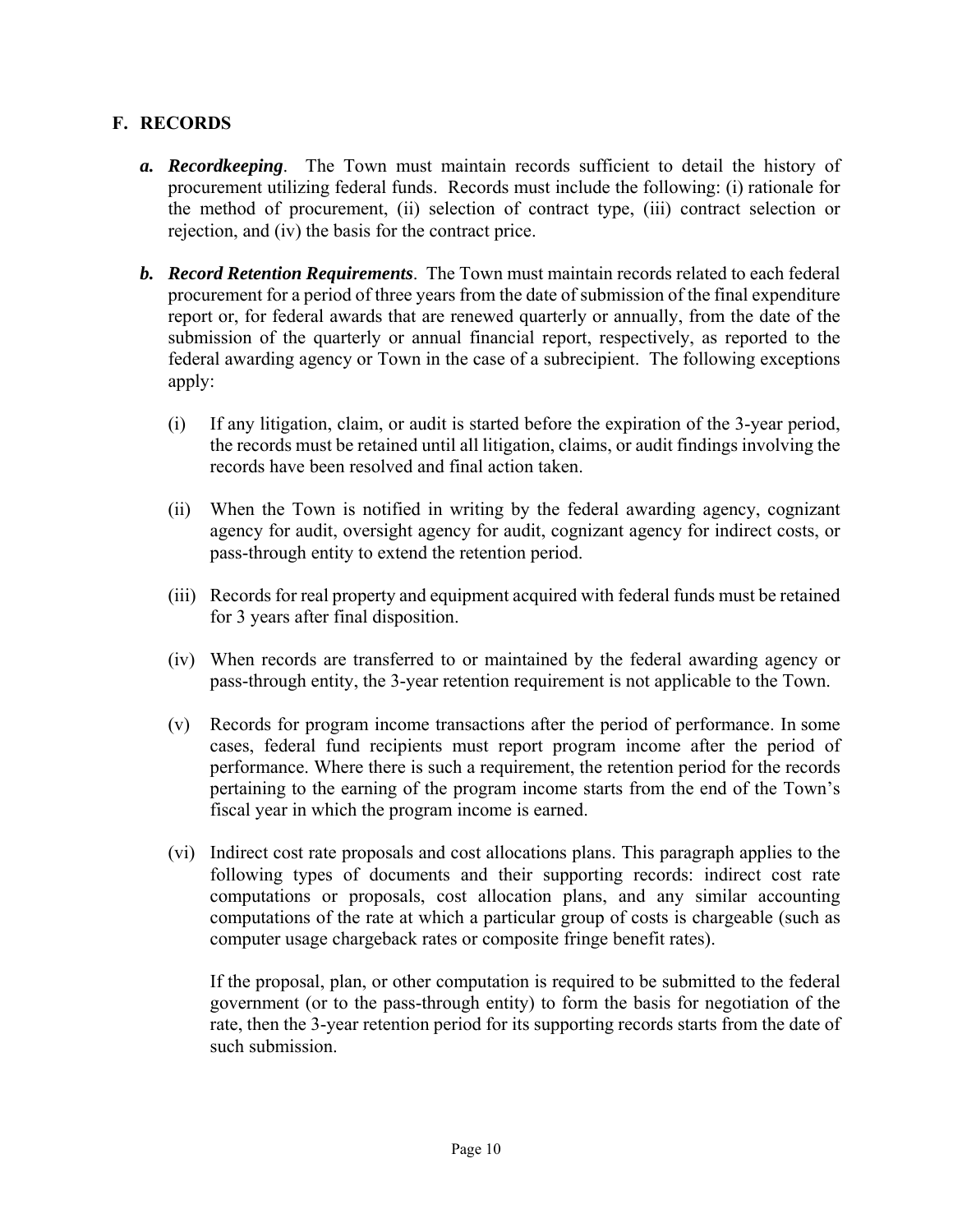## F. RECORDS

*a.* ***Recordkeeping***. The Town must maintain records sufficient to detail the history of procurement utilizing federal funds. Records must include the following: (i) rationale for the method of procurement, (ii) selection of contract type, (iii) contract selection or rejection, and (iv) the basis for the contract price.

*b.* ***Record Retention Requirements***. The Town must maintain records related to each federal procurement for a period of three years from the date of submission of the final expenditure report or, for federal awards that are renewed quarterly or annually, from the date of the submission of the quarterly or annual financial report, respectively, as reported to the federal awarding agency or Town in the case of a subrecipient. The following exceptions apply:

(i) If any litigation, claim, or audit is started before the expiration of the 3-year period, the records must be retained until all litigation, claims, or audit findings involving the records have been resolved and final action taken.

(ii) When the Town is notified in writing by the federal awarding agency, cognizant agency for audit, oversight agency for audit, cognizant agency for indirect costs, or pass-through entity to extend the retention period.

(iii) Records for real property and equipment acquired with federal funds must be retained for 3 years after final disposition.

(iv) When records are transferred to or maintained by the federal awarding agency or pass-through entity, the 3-year retention requirement is not applicable to the Town.

(v) Records for program income transactions after the period of performance. In some cases, federal fund recipients must report program income after the period of performance. Where there is such a requirement, the retention period for the records pertaining to the earning of the program income starts from the end of the Town's fiscal year in which the program income is earned.

(vi) Indirect cost rate proposals and cost allocations plans. This paragraph applies to the following types of documents and their supporting records: indirect cost rate computations or proposals, cost allocation plans, and any similar accounting computations of the rate at which a particular group of costs is chargeable (such as computer usage chargeback rates or composite fringe benefit rates).

If the proposal, plan, or other computation is required to be submitted to the federal government (or to the pass-through entity) to form the basis for negotiation of the rate, then the 3-year retention period for its supporting records starts from the date of such submission.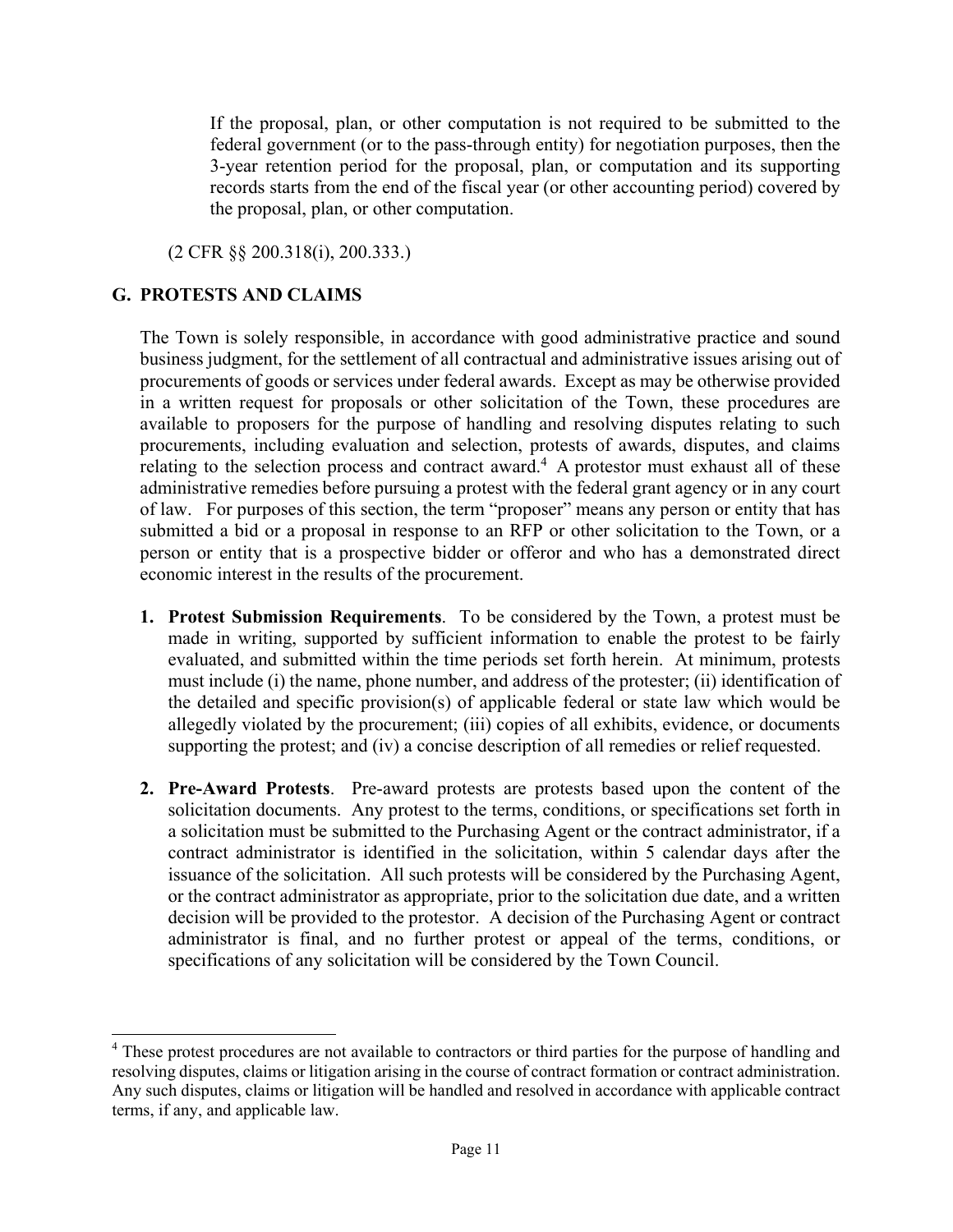If the proposal, plan, or other computation is not required to be submitted to the federal government (or to the pass-through entity) for negotiation purposes, then the 3-year retention period for the proposal, plan, or computation and its supporting records starts from the end of the fiscal year (or other accounting period) covered by the proposal, plan, or other computation.

(2 CFR §§ 200.318(i), 200.333.)

## G. PROTESTS AND CLAIMS

The Town is solely responsible, in accordance with good administrative practice and sound business judgment, for the settlement of all contractual and administrative issues arising out of procurements of goods or services under federal awards. Except as may be otherwise provided in a written request for proposals or other solicitation of the Town, these procedures are available to proposers for the purpose of handling and resolving disputes relating to such procurements, including evaluation and selection, protests of awards, disputes, and claims relating to the selection process and contract award.[4] A protestor must exhaust all of these administrative remedies before pursuing a protest with the federal grant agency or in any court of law. For purposes of this section, the term "proposer" means any person or entity that has submitted a bid or a proposal in response to an RFP or other solicitation to the Town, or a person or entity that is a prospective bidder or offeror and who has a demonstrated direct economic interest in the results of the procurement.

1. **Protest Submission Requirements**. To be considered by the Town, a protest must be made in writing, supported by sufficient information to enable the protest to be fairly evaluated, and submitted within the time periods set forth herein. At minimum, protests must include (i) the name, phone number, and address of the protester; (ii) identification of the detailed and specific provision(s) of applicable federal or state law which would be allegedly violated by the procurement; (iii) copies of all exhibits, evidence, or documents supporting the protest; and (iv) a concise description of all remedies or relief requested.

2. **Pre-Award Protests**. Pre-award protests are protests based upon the content of the solicitation documents. Any protest to the terms, conditions, or specifications set forth in a solicitation must be submitted to the Purchasing Agent or the contract administrator, if a contract administrator is identified in the solicitation, within 5 calendar days after the issuance of the solicitation. All such protests will be considered by the Purchasing Agent, or the contract administrator as appropriate, prior to the solicitation due date, and a written decision will be provided to the protestor. A decision of the Purchasing Agent or contract administrator is final, and no further protest or appeal of the terms, conditions, or specifications of any solicitation will be considered by the Town Council.

[4] These protest procedures are not available to contractors or third parties for the purpose of handling and resolving disputes, claims or litigation arising in the course of contract formation or contract administration. Any such disputes, claims or litigation will be handled and resolved in accordance with applicable contract terms, if any, and applicable law.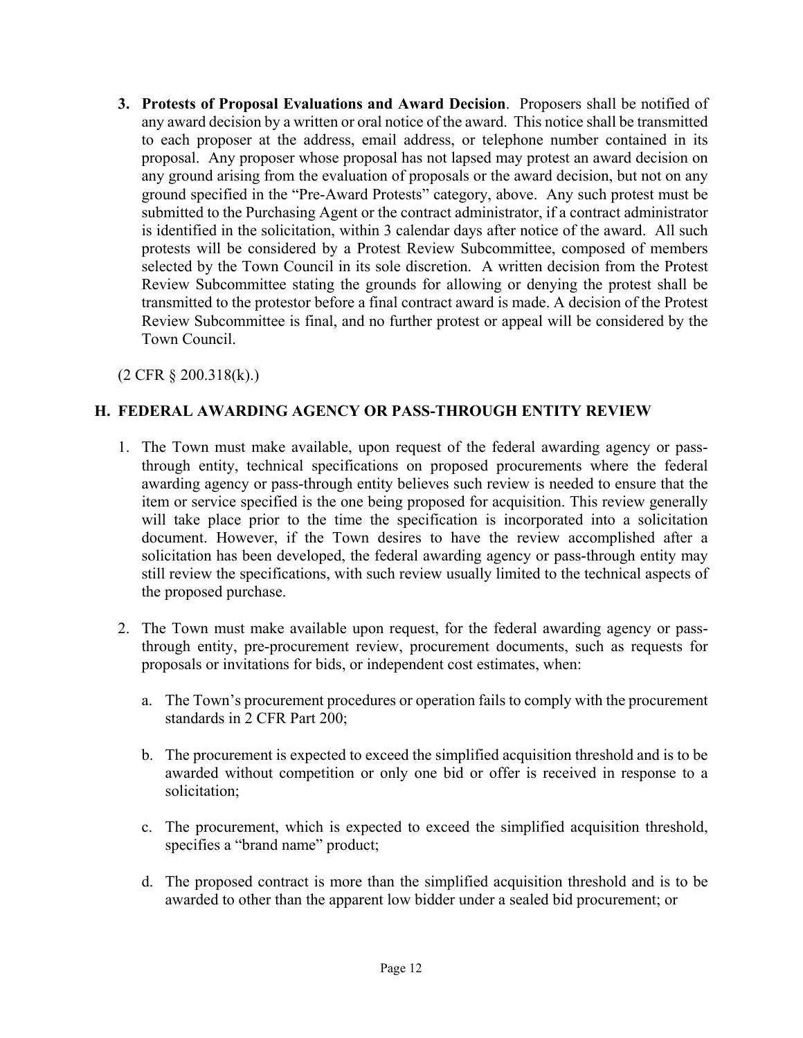3. **Protests of Proposal Evaluations and Award Decision**. Proposers shall be notified of any award decision by a written or oral notice of the award. This notice shall be transmitted to each proposer at the address, email address, or telephone number contained in its proposal. Any proposer whose proposal has not lapsed may protest an award decision on any ground arising from the evaluation of proposals or the award decision, but not on any ground specified in the "Pre-Award Protests" category, above. Any such protest must be submitted to the Purchasing Agent or the contract administrator, if a contract administrator is identified in the solicitation, within 3 calendar days after notice of the award. All such protests will be considered by a Protest Review Subcommittee, composed of members selected by the Town Council in its sole discretion. A written decision from the Protest Review Subcommittee stating the grounds for allowing or denying the protest shall be transmitted to the protestor before a final contract award is made. A decision of the Protest Review Subcommittee is final, and no further protest or appeal will be considered by the Town Council.

(2 CFR § 200.318(k).)

## H. FEDERAL AWARDING AGENCY OR PASS-THROUGH ENTITY REVIEW

1. The Town must make available, upon request of the federal awarding agency or pass-through entity, technical specifications on proposed procurements where the federal awarding agency or pass-through entity believes such review is needed to ensure that the item or service specified is the one being proposed for acquisition. This review generally will take place prior to the time the specification is incorporated into a solicitation document. However, if the Town desires to have the review accomplished after a solicitation has been developed, the federal awarding agency or pass-through entity may still review the specifications, with such review usually limited to the technical aspects of the proposed purchase.

2. The Town must make available upon request, for the federal awarding agency or pass-through entity, pre-procurement review, procurement documents, such as requests for proposals or invitations for bids, or independent cost estimates, when:

   a. The Town's procurement procedures or operation fails to comply with the procurement standards in 2 CFR Part 200;

   b. The procurement is expected to exceed the simplified acquisition threshold and is to be awarded without competition or only one bid or offer is received in response to a solicitation;

   c. The procurement, which is expected to exceed the simplified acquisition threshold, specifies a "brand name" product;

   d. The proposed contract is more than the simplified acquisition threshold and is to be awarded to other than the apparent low bidder under a sealed bid procurement; or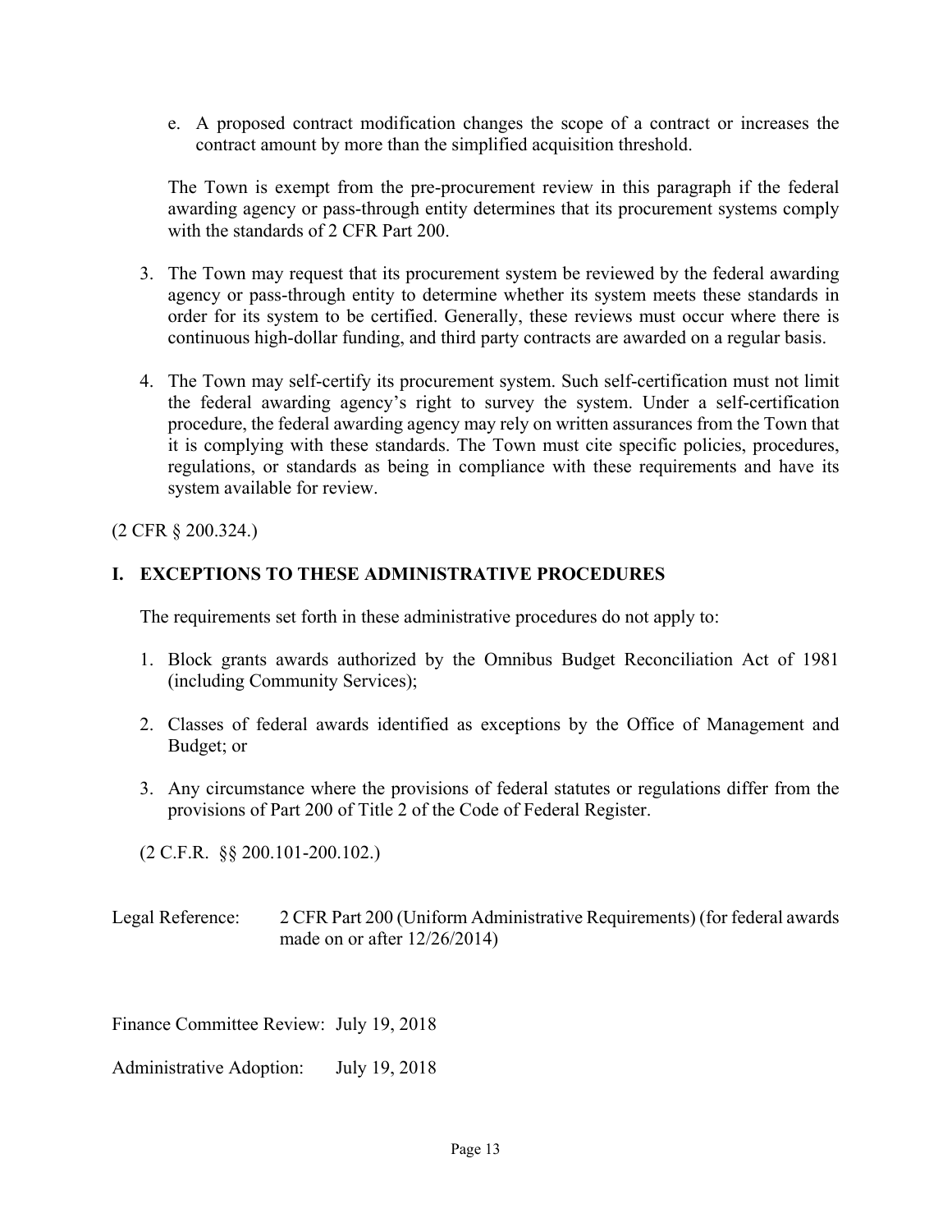e. A proposed contract modification changes the scope of a contract or increases the contract amount by more than the simplified acquisition threshold.

The Town is exempt from the pre-procurement review in this paragraph if the federal awarding agency or pass-through entity determines that its procurement systems comply with the standards of 2 CFR Part 200.

3. The Town may request that its procurement system be reviewed by the federal awarding agency or pass-through entity to determine whether its system meets these standards in order for its system to be certified. Generally, these reviews must occur where there is continuous high-dollar funding, and third party contracts are awarded on a regular basis.

4. The Town may self-certify its procurement system. Such self-certification must not limit the federal awarding agency's right to survey the system. Under a self-certification procedure, the federal awarding agency may rely on written assurances from the Town that it is complying with these standards. The Town must cite specific policies, procedures, regulations, or standards as being in compliance with these requirements and have its system available for review.

(2 CFR § 200.324.)

## I. EXCEPTIONS TO THESE ADMINISTRATIVE PROCEDURES

The requirements set forth in these administrative procedures do not apply to:

1. Block grants awards authorized by the Omnibus Budget Reconciliation Act of 1981 (including Community Services);

2. Classes of federal awards identified as exceptions by the Office of Management and Budget; or

3. Any circumstance where the provisions of federal statutes or regulations differ from the provisions of Part 200 of Title 2 of the Code of Federal Register.

(2 C.F.R. §§ 200.101-200.102.)

Legal Reference: 2 CFR Part 200 (Uniform Administrative Requirements) (for federal awards made on or after 12/26/2014)

Finance Committee Review: July 19, 2018

Administrative Adoption: July 19, 2018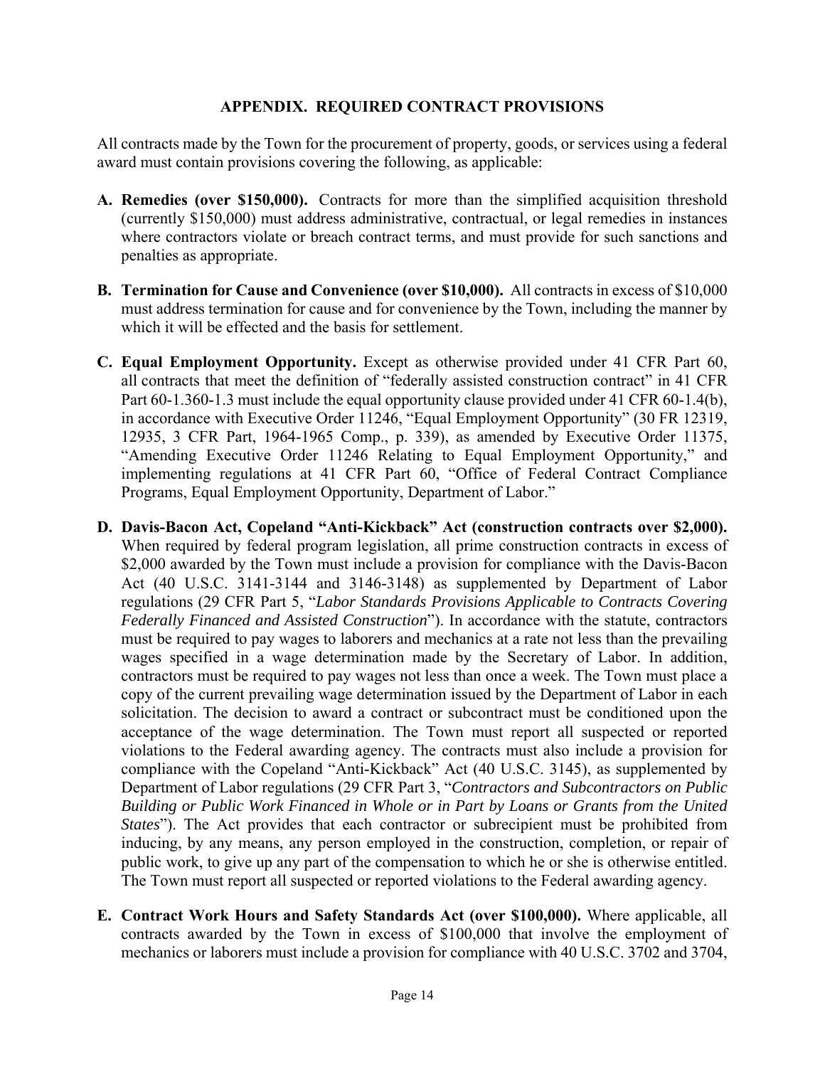## APPENDIX. REQUIRED CONTRACT PROVISIONS

All contracts made by the Town for the procurement of property, goods, or services using a federal award must contain provisions covering the following, as applicable:

**A. Remedies (over $150,000).** Contracts for more than the simplified acquisition threshold (currently $150,000) must address administrative, contractual, or legal remedies in instances where contractors violate or breach contract terms, and must provide for such sanctions and penalties as appropriate.

**B. Termination for Cause and Convenience (over $10,000).** All contracts in excess of $10,000 must address termination for cause and for convenience by the Town, including the manner by which it will be effected and the basis for settlement.

**C. Equal Employment Opportunity.** Except as otherwise provided under 41 CFR Part 60, all contracts that meet the definition of "federally assisted construction contract" in 41 CFR Part 60-1.360-1.3 must include the equal opportunity clause provided under 41 CFR 60-1.4(b), in accordance with Executive Order 11246, "Equal Employment Opportunity" (30 FR 12319, 12935, 3 CFR Part, 1964-1965 Comp., p. 339), as amended by Executive Order 11375, "Amending Executive Order 11246 Relating to Equal Employment Opportunity," and implementing regulations at 41 CFR Part 60, "Office of Federal Contract Compliance Programs, Equal Employment Opportunity, Department of Labor."

**D. Davis-Bacon Act, Copeland "Anti-Kickback" Act (construction contracts over $2,000).** When required by federal program legislation, all prime construction contracts in excess of $2,000 awarded by the Town must include a provision for compliance with the Davis-Bacon Act (40 U.S.C. 3141-3144 and 3146-3148) as supplemented by Department of Labor regulations (29 CFR Part 5, "*Labor Standards Provisions Applicable to Contracts Covering Federally Financed and Assisted Construction*"). In accordance with the statute, contractors must be required to pay wages to laborers and mechanics at a rate not less than the prevailing wages specified in a wage determination made by the Secretary of Labor. In addition, contractors must be required to pay wages not less than once a week. The Town must place a copy of the current prevailing wage determination issued by the Department of Labor in each solicitation. The decision to award a contract or subcontract must be conditioned upon the acceptance of the wage determination. The Town must report all suspected or reported violations to the Federal awarding agency. The contracts must also include a provision for compliance with the Copeland "Anti-Kickback" Act (40 U.S.C. 3145), as supplemented by Department of Labor regulations (29 CFR Part 3, "*Contractors and Subcontractors on Public Building or Public Work Financed in Whole or in Part by Loans or Grants from the United States*"). The Act provides that each contractor or subrecipient must be prohibited from inducing, by any means, any person employed in the construction, completion, or repair of public work, to give up any part of the compensation to which he or she is otherwise entitled. The Town must report all suspected or reported violations to the Federal awarding agency.

**E. Contract Work Hours and Safety Standards Act (over $100,000).** Where applicable, all contracts awarded by the Town in excess of $100,000 that involve the employment of mechanics or laborers must include a provision for compliance with 40 U.S.C. 3702 and 3704,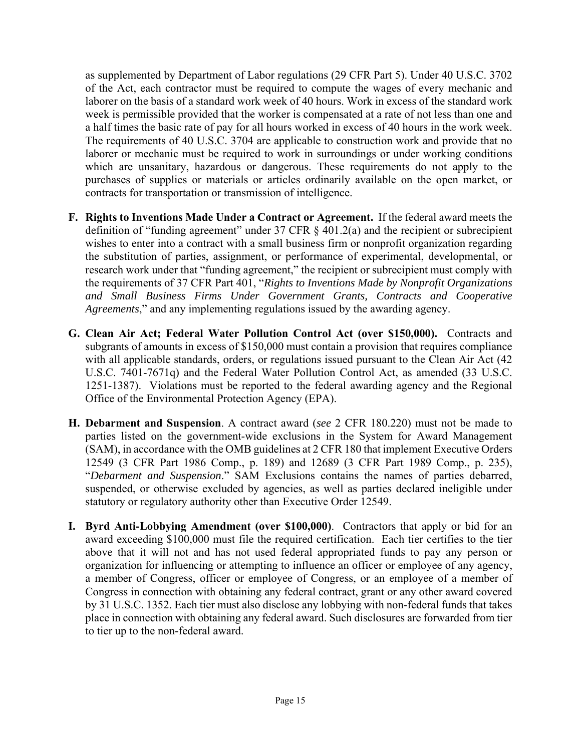as supplemented by Department of Labor regulations (29 CFR Part 5). Under 40 U.S.C. 3702 of the Act, each contractor must be required to compute the wages of every mechanic and laborer on the basis of a standard work week of 40 hours. Work in excess of the standard work week is permissible provided that the worker is compensated at a rate of not less than one and a half times the basic rate of pay for all hours worked in excess of 40 hours in the work week. The requirements of 40 U.S.C. 3704 are applicable to construction work and provide that no laborer or mechanic must be required to work in surroundings or under working conditions which are unsanitary, hazardous or dangerous. These requirements do not apply to the purchases of supplies or materials or articles ordinarily available on the open market, or contracts for transportation or transmission of intelligence.

**F. Rights to Inventions Made Under a Contract or Agreement.** If the federal award meets the definition of "funding agreement" under 37 CFR § 401.2(a) and the recipient or subrecipient wishes to enter into a contract with a small business firm or nonprofit organization regarding the substitution of parties, assignment, or performance of experimental, developmental, or research work under that "funding agreement," the recipient or subrecipient must comply with the requirements of 37 CFR Part 401, "*Rights to Inventions Made by Nonprofit Organizations and Small Business Firms Under Government Grants, Contracts and Cooperative Agreements*," and any implementing regulations issued by the awarding agency.

**G. Clean Air Act; Federal Water Pollution Control Act (over $150,000).** Contracts and subgrants of amounts in excess of $150,000 must contain a provision that requires compliance with all applicable standards, orders, or regulations issued pursuant to the Clean Air Act (42 U.S.C. 7401-7671q) and the Federal Water Pollution Control Act, as amended (33 U.S.C. 1251-1387). Violations must be reported to the federal awarding agency and the Regional Office of the Environmental Protection Agency (EPA).

**H. Debarment and Suspension**. A contract award (*see* 2 CFR 180.220) must not be made to parties listed on the government-wide exclusions in the System for Award Management (SAM), in accordance with the OMB guidelines at 2 CFR 180 that implement Executive Orders 12549 (3 CFR Part 1986 Comp., p. 189) and 12689 (3 CFR Part 1989 Comp., p. 235), "*Debarment and Suspension*." SAM Exclusions contains the names of parties debarred, suspended, or otherwise excluded by agencies, as well as parties declared ineligible under statutory or regulatory authority other than Executive Order 12549.

**I. Byrd Anti-Lobbying Amendment (over $100,000)**. Contractors that apply or bid for an award exceeding $100,000 must file the required certification. Each tier certifies to the tier above that it will not and has not used federal appropriated funds to pay any person or organization for influencing or attempting to influence an officer or employee of any agency, a member of Congress, officer or employee of Congress, or an employee of a member of Congress in connection with obtaining any federal contract, grant or any other award covered by 31 U.S.C. 1352. Each tier must also disclose any lobbying with non-federal funds that takes place in connection with obtaining any federal award. Such disclosures are forwarded from tier to tier up to the non-federal award.